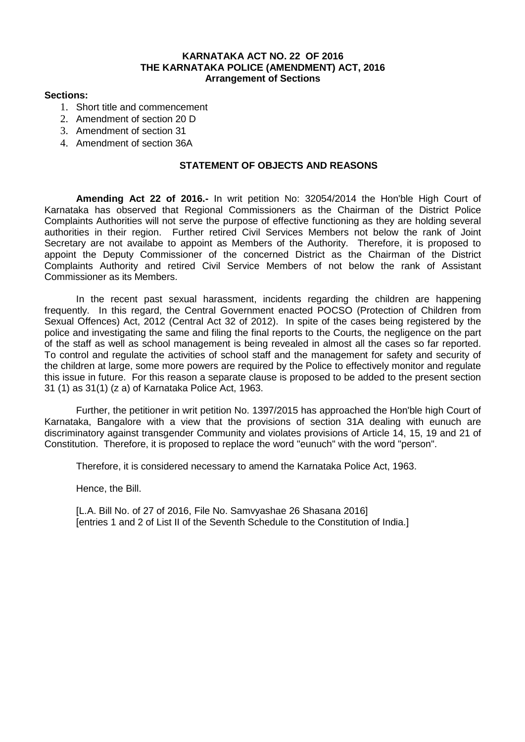**KARNATAKA ACT NO. 22 OF 2016**
**THE KARNATAKA POLICE (AMENDMENT) ACT, 2016**
**Arrangement of Sections**

**Sections:**

1. Short title and commencement
2. Amendment of section 20 D
3. Amendment of section 31
4. Amendment of section 36A

**STATEMENT OF OBJECTS AND REASONS**

**Amending Act 22 of 2016.-** In writ petition No: 32054/2014 the Hon'ble High Court of Karnataka has observed that Regional Commissioners as the Chairman of the District Police Complaints Authorities will not serve the purpose of effective functioning as they are holding several authorities in their region. Further retired Civil Services Members not below the rank of Joint Secretary are not availabe to appoint as Members of the Authority. Therefore, it is proposed to appoint the Deputy Commissioner of the concerned District as the Chairman of the District Complaints Authority and retired Civil Service Members of not below the rank of Assistant Commissioner as its Members.

In the recent past sexual harassment, incidents regarding the children are happening frequently. In this regard, the Central Government enacted POCSO (Protection of Children from Sexual Offences) Act, 2012 (Central Act 32 of 2012). In spite of the cases being registered by the police and investigating the same and filing the final reports to the Courts, the negligence on the part of the staff as well as school management is being revealed in almost all the cases so far reported. To control and regulate the activities of school staff and the management for safety and security of the children at large, some more powers are required by the Police to effectively monitor and regulate this issue in future. For this reason a separate clause is proposed to be added to the present section 31 (1) as 31(1) (z a) of Karnataka Police Act, 1963.

Further, the petitioner in writ petition No. 1397/2015 has approached the Hon'ble high Court of Karnataka, Bangalore with a view that the provisions of section 31A dealing with eunuch are discriminatory against transgender Community and violates provisions of Article 14, 15, 19 and 21 of Constitution. Therefore, it is proposed to replace the word "eunuch" with the word "person".

Therefore, it is considered necessary to amend the Karnataka Police Act, 1963.

Hence, the Bill.

[L.A. Bill No. of 27 of 2016, File No. Samvyashae 26 Shasana 2016]
[entries 1 and 2 of List II of the Seventh Schedule to the Constitution of India.]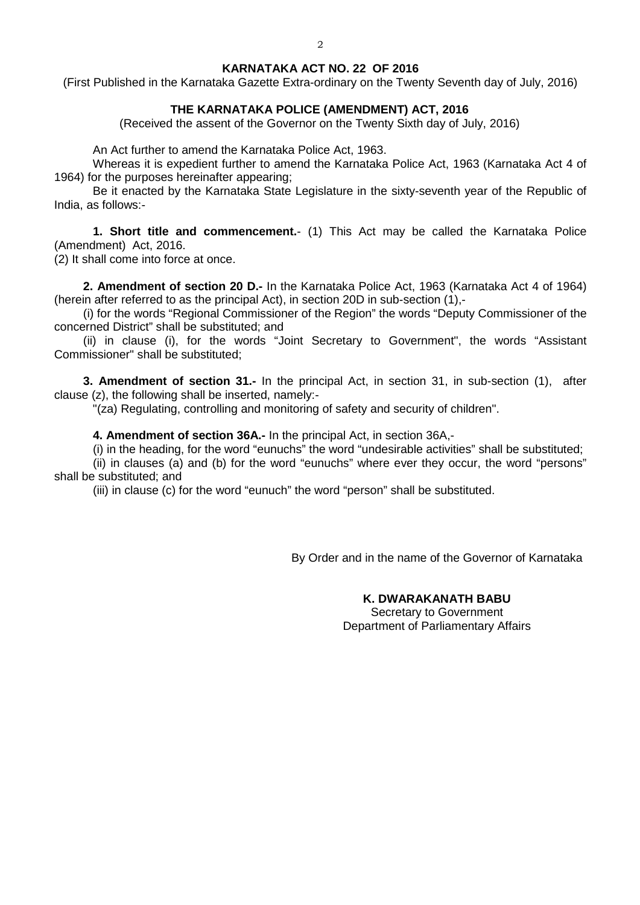# KARNATAKA ACT NO. 22 OF 2016

(First Published in the Karnataka Gazette Extra-ordinary on the Twenty Seventh day of July, 2016)

## THE KARNATAKA POLICE (AMENDMENT) ACT, 2016

(Received the assent of the Governor on the Twenty Sixth day of July, 2016)

An Act further to amend the Karnataka Police Act, 1963.

Whereas it is expedient further to amend the Karnataka Police Act, 1963 (Karnataka Act 4 of 1964) for the purposes hereinafter appearing;

Be it enacted by the Karnataka State Legislature in the sixty-seventh year of the Republic of India, as follows:-

**1. Short title and commencement.**- (1) This Act may be called the Karnataka Police (Amendment) Act, 2016.

(2) It shall come into force at once.

**2. Amendment of section 20 D.-** In the Karnataka Police Act, 1963 (Karnataka Act 4 of 1964) (herein after referred to as the principal Act), in section 20D in sub-section (1),-

(i) for the words "Regional Commissioner of the Region" the words "Deputy Commissioner of the concerned District" shall be substituted; and

(ii) in clause (i), for the words "Joint Secretary to Government", the words "Assistant Commissioner" shall be substituted;

**3. Amendment of section 31.-** In the principal Act, in section 31, in sub-section (1), after clause (z), the following shall be inserted, namely:-

"(za) Regulating, controlling and monitoring of safety and security of children".

**4. Amendment of section 36A.-** In the principal Act, in section 36A,-

(i) in the heading, for the word "eunuchs" the word "undesirable activities" shall be substituted;

(ii) in clauses (a) and (b) for the word "eunuchs" where ever they occur, the word "persons" shall be substituted; and

(iii) in clause (c) for the word "eunuch" the word "person" shall be substituted.

By Order and in the name of the Governor of Karnataka

**K. DWARAKANATH BABU**
Secretary to Government
Department of Parliamentary Affairs